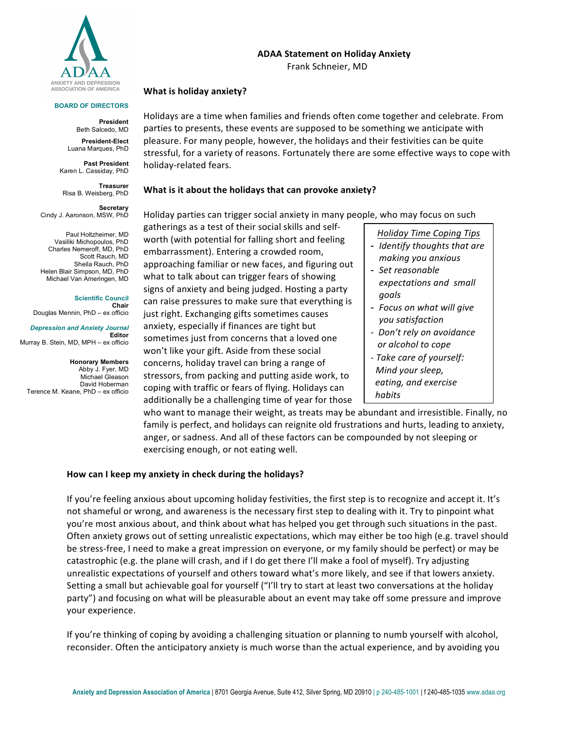ANXIETY AND DEPRESSION ASSOCIATION OF AMERICA

**BOARD OF DIRECTORS**

**President**
Beth Salcedo, MD

**President-Elect**
Luana Marques, PhD

**Past President**
Karen L. Cassiday, PhD

**Treasurer**
Risa B. Weisberg, PhD

**Secretary**
Cindy J. Aaronson, MSW, PhD

Paul Holtzheimer, MD
Vasiliki Michopoulos, PhD
Charles Nemeroff, MD, PhD
Scott Rauch, MD
Sheila Rauch, PhD
Helen Blair Simpson, MD, PhD
Michael Van Ameringen, MD

**Scientific Council**
**Chair**
Douglas Mennin, PhD – ex officio

***Depression and Anxiety Journal***
**Editor**
Murray B. Stein, MD, MPH – ex officio

**Honorary Members**
Abby J. Fyer, MD
Michael Gleason
David Hoberman
Terence M. Keane, PhD – ex officio

# ADAA Statement on Holiday Anxiety

Frank Schneier, MD

## What is holiday anxiety?

Holidays are a time when families and friends often come together and celebrate. From parties to presents, these events are supposed to be something we anticipate with pleasure. For many people, however, the holidays and their festivities can be quite stressful, for a variety of reasons. Fortunately there are some effective ways to cope with holiday-related fears.

## What is it about the holidays that can provoke anxiety?

Holiday parties can trigger social anxiety in many people, who may focus on such gatherings as a test of their social skills and self-worth (with potential for falling short and feeling embarrassment). Entering a crowded room, approaching familiar or new faces, and figuring out what to talk about can trigger fears of showing signs of anxiety and being judged. Hosting a party can raise pressures to make sure that everything is just right. Exchanging gifts sometimes causes anxiety, especially if finances are tight but sometimes just from concerns that a loved one won't like your gift. Aside from these social concerns, holiday travel can bring a range of stressors, from packing and putting aside work, to coping with traffic or fears of flying. Holidays can additionally be a challenging time of year for those who want to manage their weight, as treats may be abundant and irresistible. Finally, no family is perfect, and holidays can reignite old frustrations and hurts, leading to anxiety, anger, or sadness. And all of these factors can be compounded by not sleeping or exercising enough, or not eating well.

> *Holiday Time Coping Tips*
> - *Identify thoughts that are making you anxious*
> - *Set reasonable expectations and small goals*
> - *Focus on what will give you satisfaction*
> - *Don't rely on avoidance or alcohol to cope*
> - *Take care of yourself: Mind your sleep, eating, and exercise habits*

## How can I keep my anxiety in check during the holidays?

If you're feeling anxious about upcoming holiday festivities, the first step is to recognize and accept it. It's not shameful or wrong, and awareness is the necessary first step to dealing with it. Try to pinpoint what you're most anxious about, and think about what has helped you get through such situations in the past. Often anxiety grows out of setting unrealistic expectations, which may either be too high (e.g. travel should be stress-free, I need to make a great impression on everyone, or my family should be perfect) or may be catastrophic (e.g. the plane will crash, and if I do get there I'll make a fool of myself). Try adjusting unrealistic expectations of yourself and others toward what's more likely, and see if that lowers anxiety. Setting a small but achievable goal for yourself ("I'll try to start at least two conversations at the holiday party") and focusing on what will be pleasurable about an event may take off some pressure and improve your experience.

If you're thinking of coping by avoiding a challenging situation or planning to numb yourself with alcohol, reconsider. Often the anticipatory anxiety is much worse than the actual experience, and by avoiding you

**Anxiety and Depression Association of America** | 8701 Georgia Avenue, Suite 412, Silver Spring, MD 20910 | p 240-485-1001 | f 240-485-1035 www.adaa.org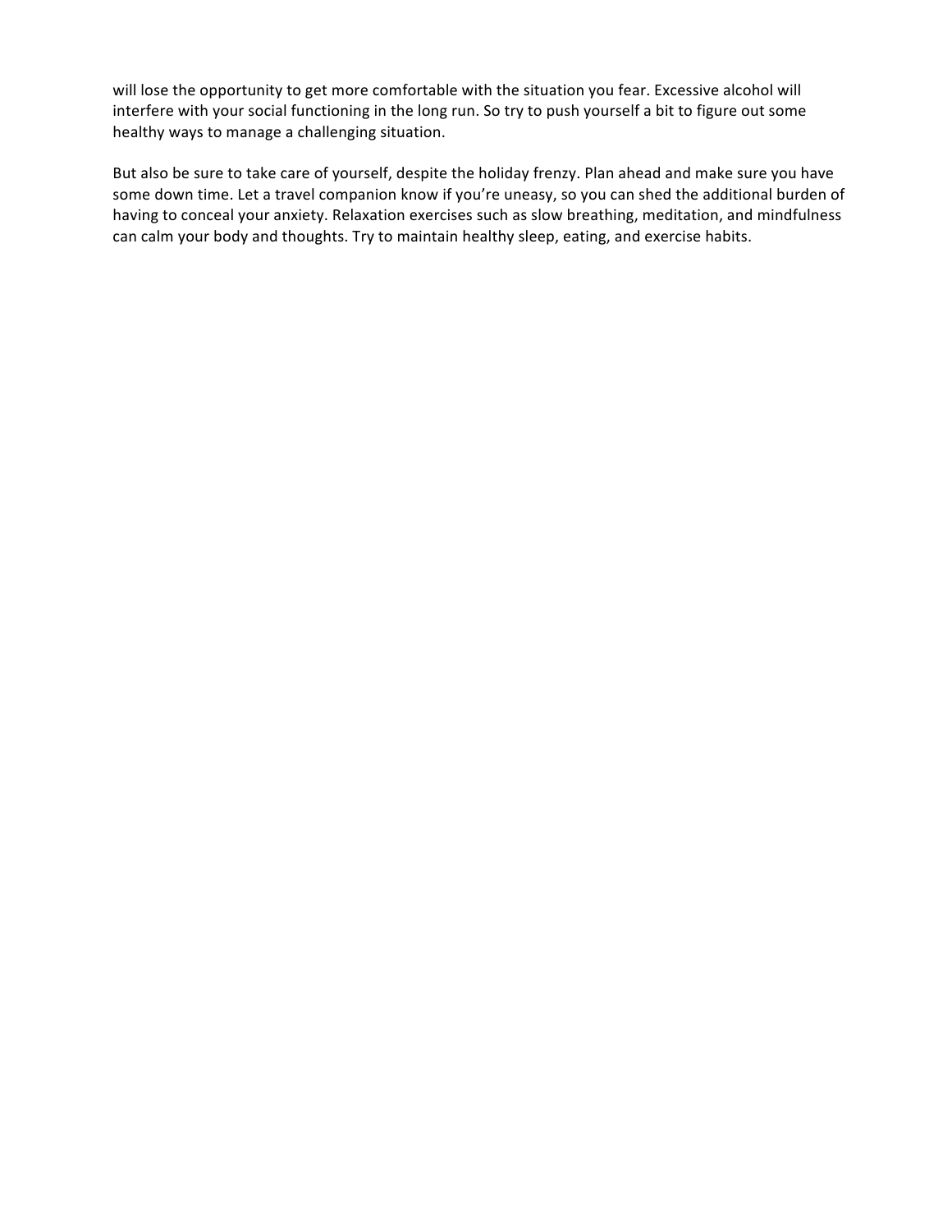will lose the opportunity to get more comfortable with the situation you fear. Excessive alcohol will interfere with your social functioning in the long run. So try to push yourself a bit to figure out some healthy ways to manage a challenging situation.

But also be sure to take care of yourself, despite the holiday frenzy. Plan ahead and make sure you have some down time. Let a travel companion know if you're uneasy, so you can shed the additional burden of having to conceal your anxiety. Relaxation exercises such as slow breathing, meditation, and mindfulness can calm your body and thoughts. Try to maintain healthy sleep, eating, and exercise habits.